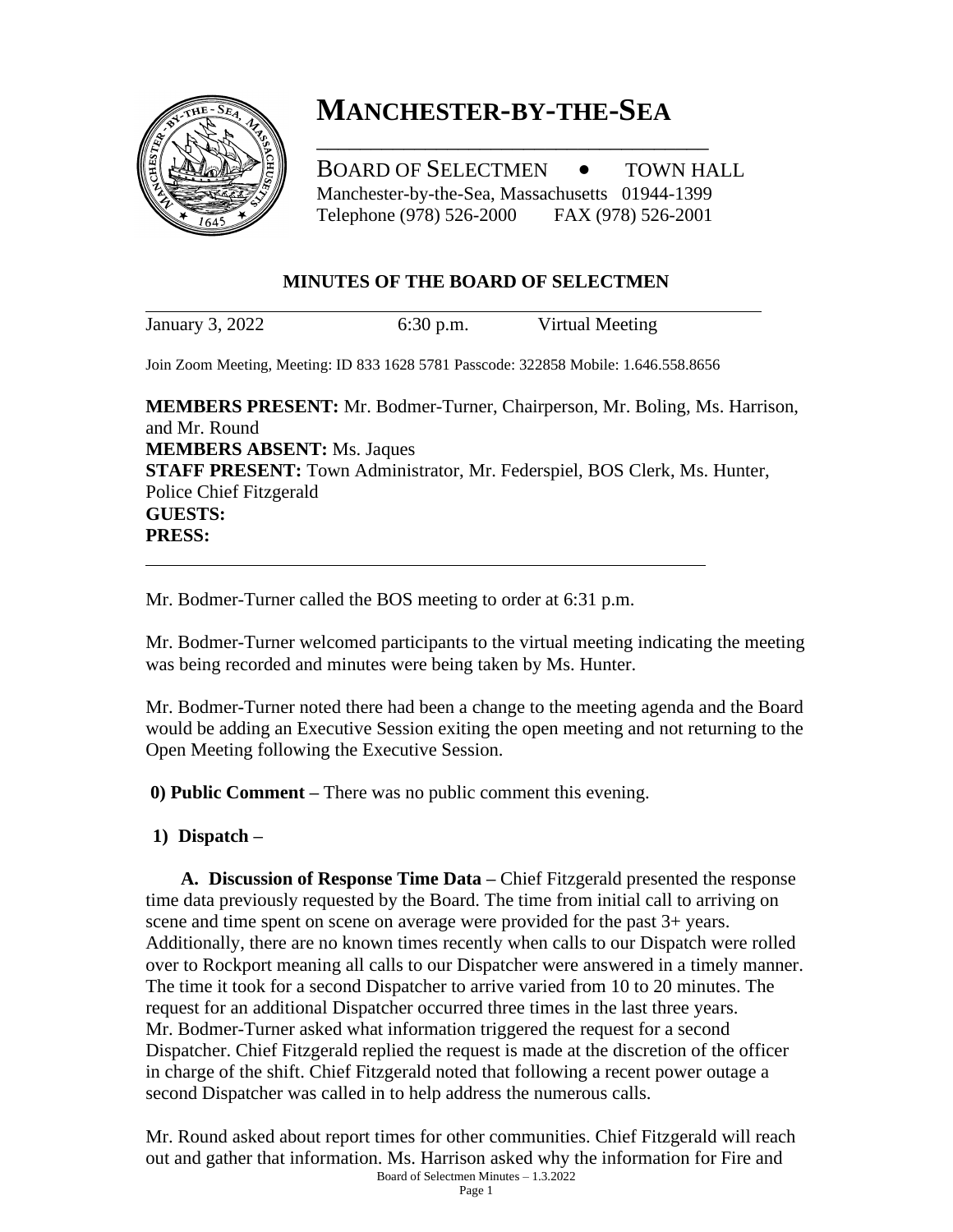# MANCHESTER-BY-THE-SEA

BOARD OF SELECTMEN • TOWN HALL
Manchester-by-the-Sea, Massachusetts 01944-1399
Telephone (978) 526-2000 FAX (978) 526-2001

## MINUTES OF THE BOARD OF SELECTMEN

January 3, 2022 6:30 p.m. Virtual Meeting

Join Zoom Meeting, Meeting: ID 833 1628 5781 Passcode: 322858 Mobile: 1.646.558.8656

**MEMBERS PRESENT:** Mr. Bodmer-Turner, Chairperson, Mr. Boling, Ms. Harrison, and Mr. Round
**MEMBERS ABSENT:** Ms. Jaques
**STAFF PRESENT:** Town Administrator, Mr. Federspiel, BOS Clerk, Ms. Hunter, Police Chief Fitzgerald
**GUESTS:**
**PRESS:**

Mr. Bodmer-Turner called the BOS meeting to order at 6:31 p.m.

Mr. Bodmer-Turner welcomed participants to the virtual meeting indicating the meeting was being recorded and minutes were being taken by Ms. Hunter.

Mr. Bodmer-Turner noted there had been a change to the meeting agenda and the Board would be adding an Executive Session exiting the open meeting and not returning to the Open Meeting following the Executive Session.

**0) Public Comment –** There was no public comment this evening.

**1) Dispatch –**

**A. Discussion of Response Time Data –** Chief Fitzgerald presented the response time data previously requested by the Board. The time from initial call to arriving on scene and time spent on scene on average were provided for the past 3+ years. Additionally, there are no known times recently when calls to our Dispatch were rolled over to Rockport meaning all calls to our Dispatcher were answered in a timely manner. The time it took for a second Dispatcher to arrive varied from 10 to 20 minutes. The request for an additional Dispatcher occurred three times in the last three years. Mr. Bodmer-Turner asked what information triggered the request for a second Dispatcher. Chief Fitzgerald replied the request is made at the discretion of the officer in charge of the shift. Chief Fitzgerald noted that following a recent power outage a second Dispatcher was called in to help address the numerous calls.

Mr. Round asked about report times for other communities. Chief Fitzgerald will reach out and gather that information. Ms. Harrison asked why the information for Fire and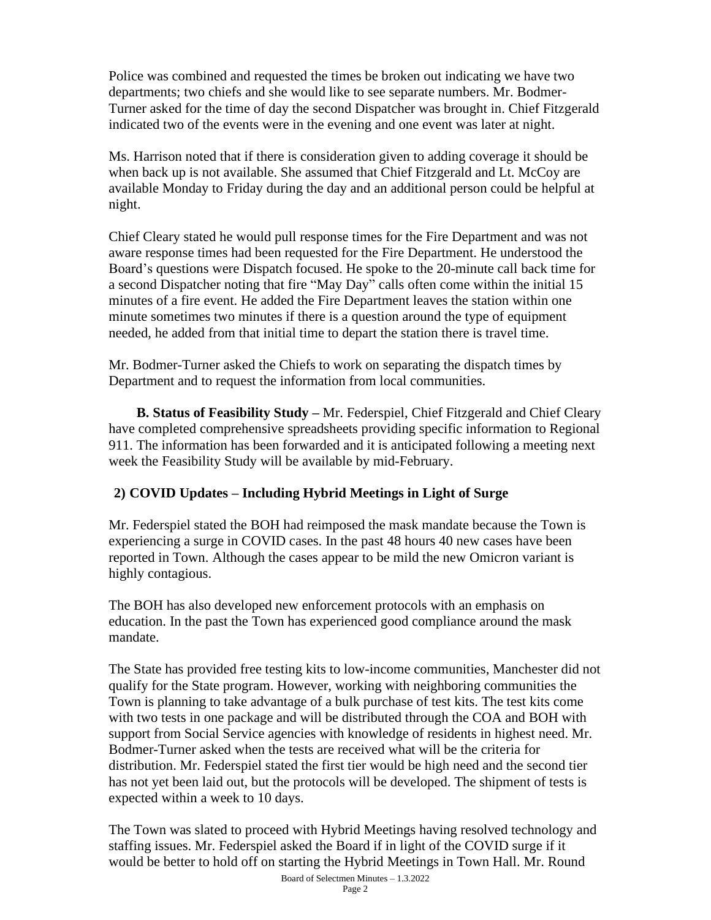Police was combined and requested the times be broken out indicating we have two departments; two chiefs and she would like to see separate numbers. Mr. Bodmer-Turner asked for the time of day the second Dispatcher was brought in. Chief Fitzgerald indicated two of the events were in the evening and one event was later at night.

Ms. Harrison noted that if there is consideration given to adding coverage it should be when back up is not available. She assumed that Chief Fitzgerald and Lt. McCoy are available Monday to Friday during the day and an additional person could be helpful at night.

Chief Cleary stated he would pull response times for the Fire Department and was not aware response times had been requested for the Fire Department. He understood the Board's questions were Dispatch focused. He spoke to the 20-minute call back time for a second Dispatcher noting that fire "May Day" calls often come within the initial 15 minutes of a fire event. He added the Fire Department leaves the station within one minute sometimes two minutes if there is a question around the type of equipment needed, he added from that initial time to depart the station there is travel time.

Mr. Bodmer-Turner asked the Chiefs to work on separating the dispatch times by Department and to request the information from local communities.

**B. Status of Feasibility Study –** Mr. Federspiel, Chief Fitzgerald and Chief Cleary have completed comprehensive spreadsheets providing specific information to Regional 911. The information has been forwarded and it is anticipated following a meeting next week the Feasibility Study will be available by mid-February.

**2) COVID Updates – Including Hybrid Meetings in Light of Surge**

Mr. Federspiel stated the BOH had reimposed the mask mandate because the Town is experiencing a surge in COVID cases. In the past 48 hours 40 new cases have been reported in Town. Although the cases appear to be mild the new Omicron variant is highly contagious.

The BOH has also developed new enforcement protocols with an emphasis on education. In the past the Town has experienced good compliance around the mask mandate.

The State has provided free testing kits to low-income communities, Manchester did not qualify for the State program. However, working with neighboring communities the Town is planning to take advantage of a bulk purchase of test kits. The test kits come with two tests in one package and will be distributed through the COA and BOH with support from Social Service agencies with knowledge of residents in highest need. Mr. Bodmer-Turner asked when the tests are received what will be the criteria for distribution. Mr. Federspiel stated the first tier would be high need and the second tier has not yet been laid out, but the protocols will be developed. The shipment of tests is expected within a week to 10 days.

The Town was slated to proceed with Hybrid Meetings having resolved technology and staffing issues. Mr. Federspiel asked the Board if in light of the COVID surge if it would be better to hold off on starting the Hybrid Meetings in Town Hall. Mr. Round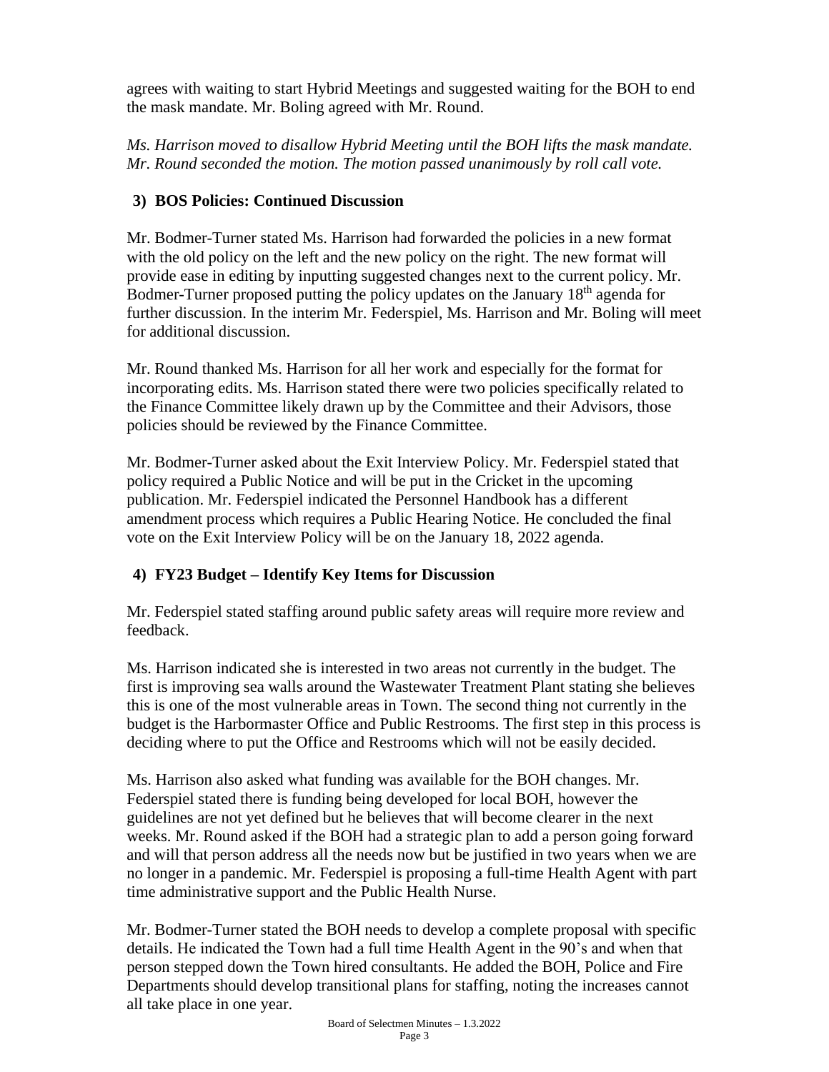agrees with waiting to start Hybrid Meetings and suggested waiting for the BOH to end the mask mandate. Mr. Boling agreed with Mr. Round.

*Ms. Harrison moved to disallow Hybrid Meeting until the BOH lifts the mask mandate. Mr. Round seconded the motion. The motion passed unanimously by roll call vote.*

### 3) BOS Policies: Continued Discussion

Mr. Bodmer-Turner stated Ms. Harrison had forwarded the policies in a new format with the old policy on the left and the new policy on the right. The new format will provide ease in editing by inputting suggested changes next to the current policy. Mr. Bodmer-Turner proposed putting the policy updates on the January 18th agenda for further discussion. In the interim Mr. Federspiel, Ms. Harrison and Mr. Boling will meet for additional discussion.

Mr. Round thanked Ms. Harrison for all her work and especially for the format for incorporating edits. Ms. Harrison stated there were two policies specifically related to the Finance Committee likely drawn up by the Committee and their Advisors, those policies should be reviewed by the Finance Committee.

Mr. Bodmer-Turner asked about the Exit Interview Policy. Mr. Federspiel stated that policy required a Public Notice and will be put in the Cricket in the upcoming publication. Mr. Federspiel indicated the Personnel Handbook has a different amendment process which requires a Public Hearing Notice. He concluded the final vote on the Exit Interview Policy will be on the January 18, 2022 agenda.

### 4) FY23 Budget – Identify Key Items for Discussion

Mr. Federspiel stated staffing around public safety areas will require more review and feedback.

Ms. Harrison indicated she is interested in two areas not currently in the budget. The first is improving sea walls around the Wastewater Treatment Plant stating she believes this is one of the most vulnerable areas in Town. The second thing not currently in the budget is the Harbormaster Office and Public Restrooms. The first step in this process is deciding where to put the Office and Restrooms which will not be easily decided.

Ms. Harrison also asked what funding was available for the BOH changes. Mr. Federspiel stated there is funding being developed for local BOH, however the guidelines are not yet defined but he believes that will become clearer in the next weeks. Mr. Round asked if the BOH had a strategic plan to add a person going forward and will that person address all the needs now but be justified in two years when we are no longer in a pandemic. Mr. Federspiel is proposing a full-time Health Agent with part time administrative support and the Public Health Nurse.

Mr. Bodmer-Turner stated the BOH needs to develop a complete proposal with specific details. He indicated the Town had a full time Health Agent in the 90's and when that person stepped down the Town hired consultants. He added the BOH, Police and Fire Departments should develop transitional plans for staffing, noting the increases cannot all take place in one year.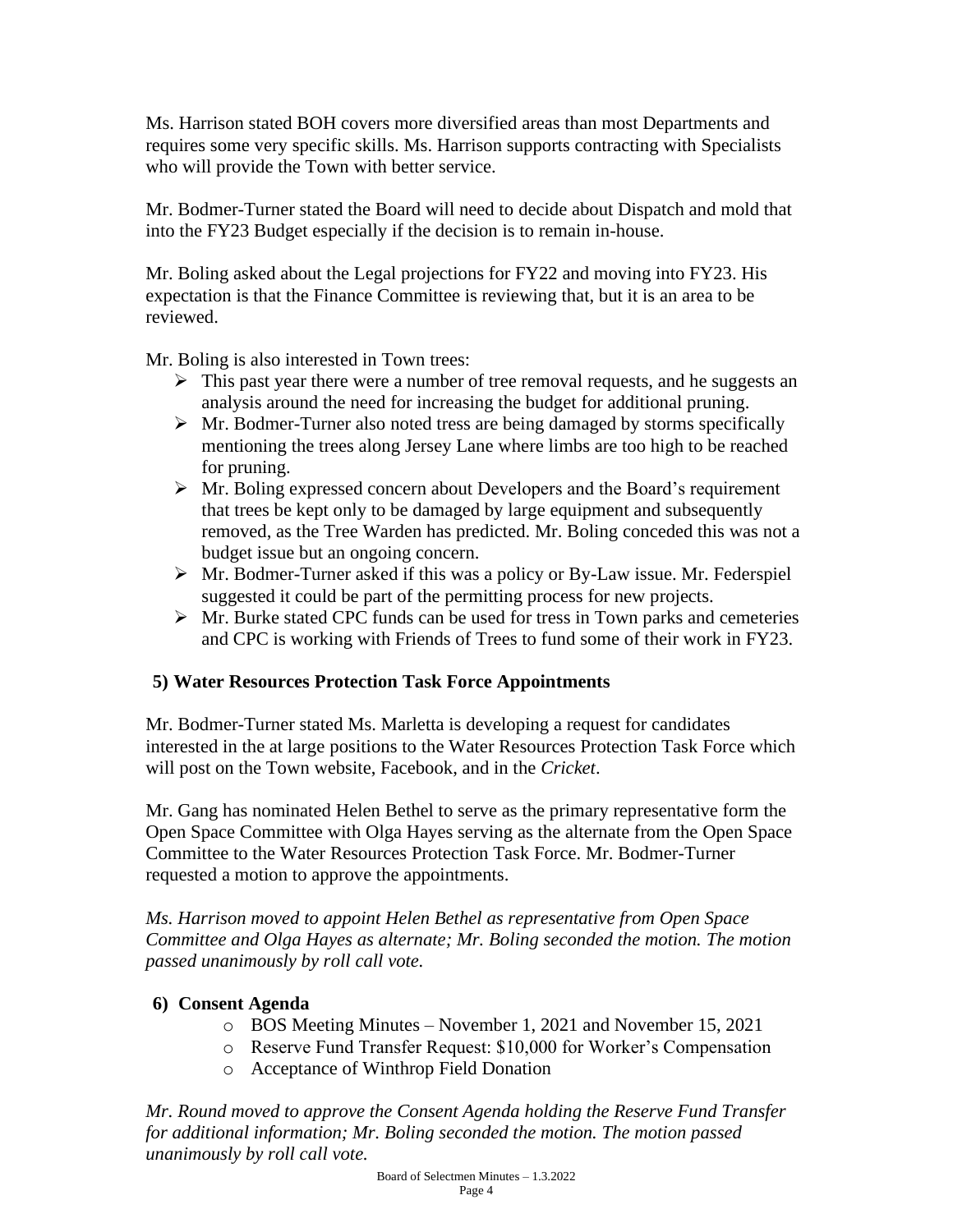Ms. Harrison stated BOH covers more diversified areas than most Departments and requires some very specific skills. Ms. Harrison supports contracting with Specialists who will provide the Town with better service.

Mr. Bodmer-Turner stated the Board will need to decide about Dispatch and mold that into the FY23 Budget especially if the decision is to remain in-house.

Mr. Boling asked about the Legal projections for FY22 and moving into FY23. His expectation is that the Finance Committee is reviewing that, but it is an area to be reviewed.

Mr. Boling is also interested in Town trees:

- This past year there were a number of tree removal requests, and he suggests an analysis around the need for increasing the budget for additional pruning.
- Mr. Bodmer-Turner also noted tress are being damaged by storms specifically mentioning the trees along Jersey Lane where limbs are too high to be reached for pruning.
- Mr. Boling expressed concern about Developers and the Board's requirement that trees be kept only to be damaged by large equipment and subsequently removed, as the Tree Warden has predicted. Mr. Boling conceded this was not a budget issue but an ongoing concern.
- Mr. Bodmer-Turner asked if this was a policy or By-Law issue. Mr. Federspiel suggested it could be part of the permitting process for new projects.
- Mr. Burke stated CPC funds can be used for tress in Town parks and cemeteries and CPC is working with Friends of Trees to fund some of their work in FY23.

## 5) Water Resources Protection Task Force Appointments

Mr. Bodmer-Turner stated Ms. Marletta is developing a request for candidates interested in the at large positions to the Water Resources Protection Task Force which will post on the Town website, Facebook, and in the *Cricket*.

Mr. Gang has nominated Helen Bethel to serve as the primary representative form the Open Space Committee with Olga Hayes serving as the alternate from the Open Space Committee to the Water Resources Protection Task Force. Mr. Bodmer-Turner requested a motion to approve the appointments.

*Ms. Harrison moved to appoint Helen Bethel as representative from Open Space Committee and Olga Hayes as alternate; Mr. Boling seconded the motion. The motion passed unanimously by roll call vote.*

## 6) Consent Agenda

- BOS Meeting Minutes – November 1, 2021 and November 15, 2021
- Reserve Fund Transfer Request: $10,000 for Worker's Compensation
- Acceptance of Winthrop Field Donation

*Mr. Round moved to approve the Consent Agenda holding the Reserve Fund Transfer for additional information; Mr. Boling seconded the motion. The motion passed unanimously by roll call vote.*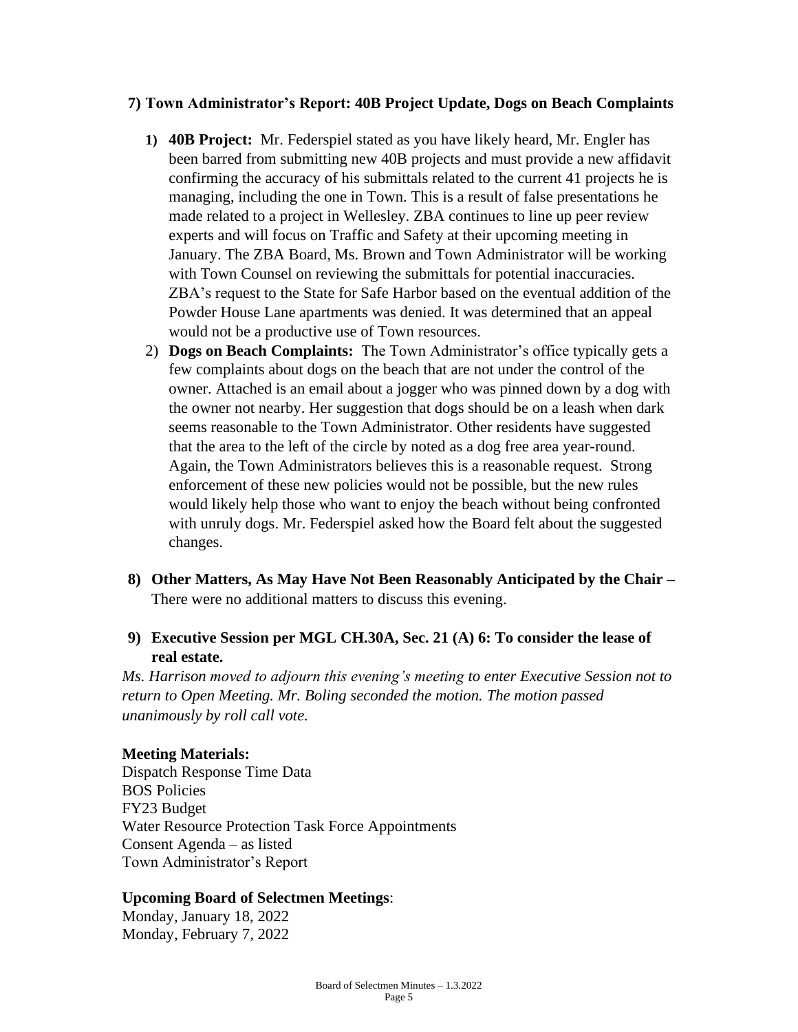**7) Town Administrator's Report: 40B Project Update, Dogs on Beach Complaints**

1) **40B Project:** Mr. Federspiel stated as you have likely heard, Mr. Engler has been barred from submitting new 40B projects and must provide a new affidavit confirming the accuracy of his submittals related to the current 41 projects he is managing, including the one in Town. This is a result of false presentations he made related to a project in Wellesley. ZBA continues to line up peer review experts and will focus on Traffic and Safety at their upcoming meeting in January. The ZBA Board, Ms. Brown and Town Administrator will be working with Town Counsel on reviewing the submittals for potential inaccuracies. ZBA's request to the State for Safe Harbor based on the eventual addition of the Powder House Lane apartments was denied. It was determined that an appeal would not be a productive use of Town resources.
2) **Dogs on Beach Complaints:** The Town Administrator's office typically gets a few complaints about dogs on the beach that are not under the control of the owner. Attached is an email about a jogger who was pinned down by a dog with the owner not nearby. Her suggestion that dogs should be on a leash when dark seems reasonable to the Town Administrator. Other residents have suggested that the area to the left of the circle by noted as a dog free area year-round. Again, the Town Administrators believes this is a reasonable request. Strong enforcement of these new policies would not be possible, but the new rules would likely help those who want to enjoy the beach without being confronted with unruly dogs. Mr. Federspiel asked how the Board felt about the suggested changes.

**8) Other Matters, As May Have Not Been Reasonably Anticipated by the Chair –** There were no additional matters to discuss this evening.

**9) Executive Session per MGL CH.30A, Sec. 21 (A) 6: To consider the lease of real estate.**

*Ms. Harrison moved to adjourn this evening's meeting to enter Executive Session not to return to Open Meeting. Mr. Boling seconded the motion. The motion passed unanimously by roll call vote.*

**Meeting Materials:**
Dispatch Response Time Data
BOS Policies
FY23 Budget
Water Resource Protection Task Force Appointments
Consent Agenda – as listed
Town Administrator's Report

**Upcoming Board of Selectmen Meetings**:
Monday, January 18, 2022
Monday, February 7, 2022